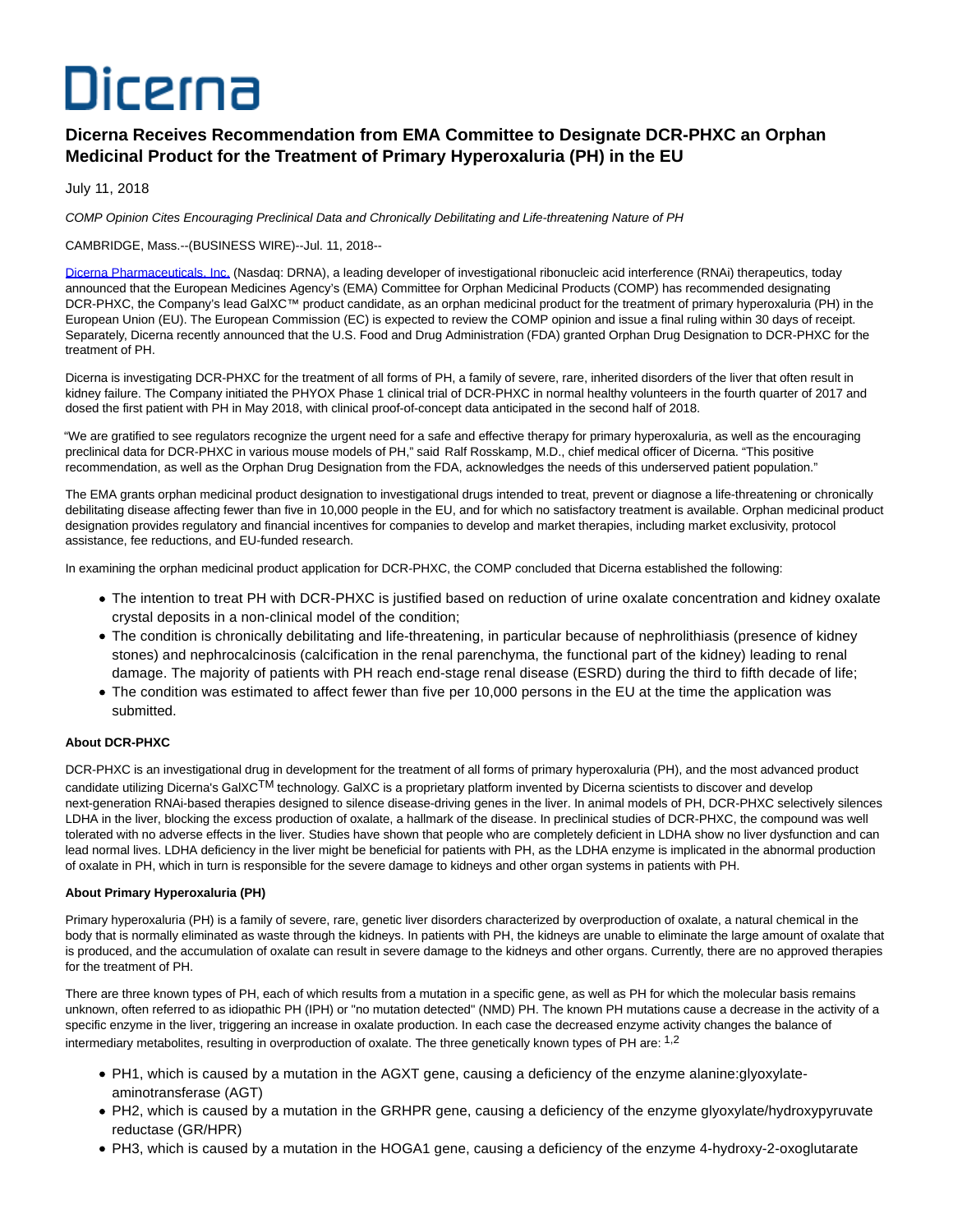Dicerna

# Dicerna Receives Recommendation from EMA Committee to Designate DCR-PHXC an Orphan Medicinal Product for the Treatment of Primary Hyperoxaluria (PH) in the EU

July 11, 2018

*COMP Opinion Cites Encouraging Preclinical Data and Chronically Debilitating and Life-threatening Nature of PH*

CAMBRIDGE, Mass.--(BUSINESS WIRE)--Jul. 11, 2018--

Dicerna Pharmaceuticals, Inc. (Nasdaq: DRNA), a leading developer of investigational ribonucleic acid interference (RNAi) therapeutics, today announced that the European Medicines Agency's (EMA) Committee for Orphan Medicinal Products (COMP) has recommended designating DCR-PHXC, the Company's lead GalXC™ product candidate, as an orphan medicinal product for the treatment of primary hyperoxaluria (PH) in the European Union (EU). The European Commission (EC) is expected to review the COMP opinion and issue a final ruling within 30 days of receipt. Separately, Dicerna recently announced that the U.S. Food and Drug Administration (FDA) granted Orphan Drug Designation to DCR-PHXC for the treatment of PH.

Dicerna is investigating DCR-PHXC for the treatment of all forms of PH, a family of severe, rare, inherited disorders of the liver that often result in kidney failure. The Company initiated the PHYOX Phase 1 clinical trial of DCR-PHXC in normal healthy volunteers in the fourth quarter of 2017 and dosed the first patient with PH in May 2018, with clinical proof-of-concept data anticipated in the second half of 2018.

"We are gratified to see regulators recognize the urgent need for a safe and effective therapy for primary hyperoxaluria, as well as the encouraging preclinical data for DCR-PHXC in various mouse models of PH," said Ralf Rosskamp, M.D., chief medical officer of Dicerna. "This positive recommendation, as well as the Orphan Drug Designation from the FDA, acknowledges the needs of this underserved patient population."

The EMA grants orphan medicinal product designation to investigational drugs intended to treat, prevent or diagnose a life-threatening or chronically debilitating disease affecting fewer than five in 10,000 people in the EU, and for which no satisfactory treatment is available. Orphan medicinal product designation provides regulatory and financial incentives for companies to develop and market therapies, including market exclusivity, protocol assistance, fee reductions, and EU-funded research.

In examining the orphan medicinal product application for DCR-PHXC, the COMP concluded that Dicerna established the following:

- The intention to treat PH with DCR-PHXC is justified based on reduction of urine oxalate concentration and kidney oxalate crystal deposits in a non-clinical model of the condition;
- The condition is chronically debilitating and life-threatening, in particular because of nephrolithiasis (presence of kidney stones) and nephrocalcinosis (calcification in the renal parenchyma, the functional part of the kidney) leading to renal damage. The majority of patients with PH reach end-stage renal disease (ESRD) during the third to fifth decade of life;
- The condition was estimated to affect fewer than five per 10,000 persons in the EU at the time the application was submitted.

**About DCR-PHXC**

DCR-PHXC is an investigational drug in development for the treatment of all forms of primary hyperoxaluria (PH), and the most advanced product candidate utilizing Dicerna's GalXC™ technology. GalXC is a proprietary platform invented by Dicerna scientists to discover and develop next-generation RNAi-based therapies designed to silence disease-driving genes in the liver. In animal models of PH, DCR-PHXC selectively silences LDHA in the liver, blocking the excess production of oxalate, a hallmark of the disease. In preclinical studies of DCR-PHXC, the compound was well tolerated with no adverse effects in the liver. Studies have shown that people who are completely deficient in LDHA show no liver dysfunction and can lead normal lives. LDHA deficiency in the liver might be beneficial for patients with PH, as the LDHA enzyme is implicated in the abnormal production of oxalate in PH, which in turn is responsible for the severe damage to kidneys and other organ systems in patients with PH.

**About Primary Hyperoxaluria (PH)**

Primary hyperoxaluria (PH) is a family of severe, rare, genetic liver disorders characterized by overproduction of oxalate, a natural chemical in the body that is normally eliminated as waste through the kidneys. In patients with PH, the kidneys are unable to eliminate the large amount of oxalate that is produced, and the accumulation of oxalate can result in severe damage to the kidneys and other organs. Currently, there are no approved therapies for the treatment of PH.

There are three known types of PH, each of which results from a mutation in a specific gene, as well as PH for which the molecular basis remains unknown, often referred to as idiopathic PH (IPH) or "no mutation detected" (NMD) PH. The known PH mutations cause a decrease in the activity of a specific enzyme in the liver, triggering an increase in oxalate production. In each case the decreased enzyme activity changes the balance of intermediary metabolites, resulting in overproduction of oxalate. The three genetically known types of PH are: [1,2]

- PH1, which is caused by a mutation in the AGXT gene, causing a deficiency of the enzyme alanine:glyoxylate-aminotransferase (AGT)
- PH2, which is caused by a mutation in the GRHPR gene, causing a deficiency of the enzyme glyoxylate/hydroxypyruvate reductase (GR/HPR)
- PH3, which is caused by a mutation in the HOGA1 gene, causing a deficiency of the enzyme 4-hydroxy-2-oxoglutarate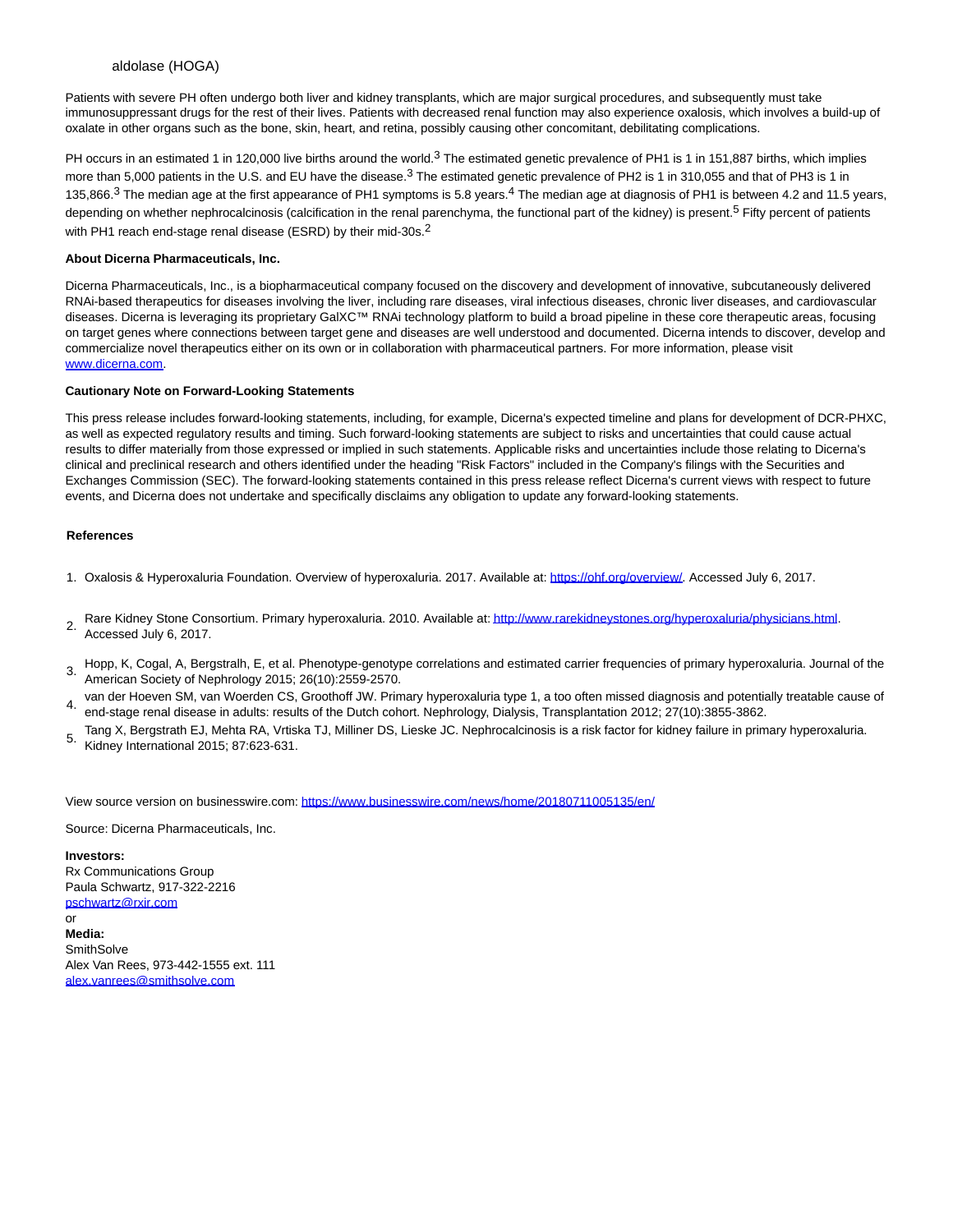aldolase (HOGA)

Patients with severe PH often undergo both liver and kidney transplants, which are major surgical procedures, and subsequently must take immunosuppressant drugs for the rest of their lives. Patients with decreased renal function may also experience oxalosis, which involves a build-up of oxalate in other organs such as the bone, skin, heart, and retina, possibly causing other concomitant, debilitating complications.

PH occurs in an estimated 1 in 120,000 live births around the world.[3] The estimated genetic prevalence of PH1 is 1 in 151,887 births, which implies more than 5,000 patients in the U.S. and EU have the disease.[3] The estimated genetic prevalence of PH2 is 1 in 310,055 and that of PH3 is 1 in 135,866.[3] The median age at the first appearance of PH1 symptoms is 5.8 years.[4] The median age at diagnosis of PH1 is between 4.2 and 11.5 years, depending on whether nephrocalcinosis (calcification in the renal parenchyma, the functional part of the kidney) is present.[5] Fifty percent of patients with PH1 reach end-stage renal disease (ESRD) by their mid-30s.[2]

**About Dicerna Pharmaceuticals, Inc.**

Dicerna Pharmaceuticals, Inc., is a biopharmaceutical company focused on the discovery and development of innovative, subcutaneously delivered RNAi-based therapeutics for diseases involving the liver, including rare diseases, viral infectious diseases, chronic liver diseases, and cardiovascular diseases. Dicerna is leveraging its proprietary GalXC™ RNAi technology platform to build a broad pipeline in these core therapeutic areas, focusing on target genes where connections between target gene and diseases are well understood and documented. Dicerna intends to discover, develop and commercialize novel therapeutics either on its own or in collaboration with pharmaceutical partners. For more information, please visit [www.dicerna.com](http://www.dicerna.com).

**Cautionary Note on Forward-Looking Statements**

This press release includes forward-looking statements, including, for example, Dicerna's expected timeline and plans for development of DCR-PHXC, as well as expected regulatory results and timing. Such forward-looking statements are subject to risks and uncertainties that could cause actual results to differ materially from those expressed or implied in such statements. Applicable risks and uncertainties include those relating to Dicerna's clinical and preclinical research and others identified under the heading "Risk Factors" included in the Company's filings with the Securities and Exchanges Commission (SEC). The forward-looking statements contained in this press release reflect Dicerna's current views with respect to future events, and Dicerna does not undertake and specifically disclaims any obligation to update any forward-looking statements.

**References**

1. Oxalosis & Hyperoxaluria Foundation. Overview of hyperoxaluria. 2017. Available at: [https://ohf.org/overview/](https://ohf.org/overview/). Accessed July 6, 2017.
2. Rare Kidney Stone Consortium. Primary hyperoxaluria. 2010. Available at: [http://www.rarekidneystones.org/hyperoxaluria/physicians.html](http://www.rarekidneystones.org/hyperoxaluria/physicians.html). Accessed July 6, 2017.
3. Hopp, K, Cogal, A, Bergstralh, E, et al. Phenotype-genotype correlations and estimated carrier frequencies of primary hyperoxaluria. Journal of the American Society of Nephrology 2015; 26(10):2559-2570.
4. van der Hoeven SM, van Woerden CS, Groothoff JW. Primary hyperoxaluria type 1, a too often missed diagnosis and potentially treatable cause of end-stage renal disease in adults: results of the Dutch cohort. Nephrology, Dialysis, Transplantation 2012; 27(10):3855-3862.
5. Tang X, Bergstrath EJ, Mehta RA, Vrtiska TJ, Milliner DS, Lieske JC. Nephrocalcinosis is a risk factor for kidney failure in primary hyperoxaluria. Kidney International 2015; 87:623-631.

View source version on businesswire.com: [https://www.businesswire.com/news/home/20180711005135/en/](https://www.businesswire.com/news/home/20180711005135/en/)

Source: Dicerna Pharmaceuticals, Inc.

**Investors:**
Rx Communications Group
Paula Schwartz, 917-322-2216
[pschwartz@rxir.com](mailto:pschwartz@rxir.com)
or
**Media:**
SmithSolve
Alex Van Rees, 973-442-1555 ext. 111
[alex.vanrees@smithsolve.com](mailto:alex.vanrees@smithsolve.com)